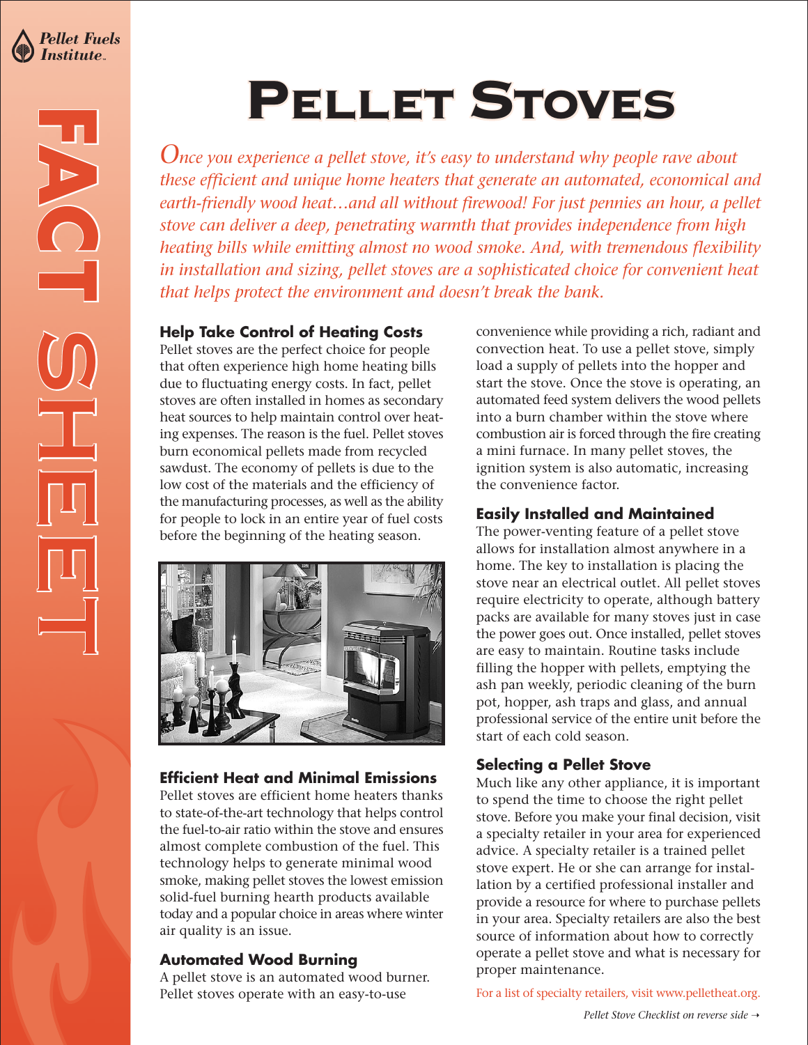Pellet Fuels Institute

FACT SHEET

# Pellet Stoves

*Once you experience a pellet stove, it's easy to understand why people rave about these efficient and unique home heaters that generate an automated, economical and earth-friendly wood heat…and all without firewood! For just pennies an hour, a pellet stove can deliver a deep, penetrating warmth that provides independence from high heating bills while emitting almost no wood smoke. And, with tremendous flexibility in installation and sizing, pellet stoves are a sophisticated choice for convenient heat that helps protect the environment and doesn't break the bank.*

## Help Take Control of Heating Costs

Pellet stoves are the perfect choice for people that often experience high home heating bills due to fluctuating energy costs. In fact, pellet stoves are often installed in homes as secondary heat sources to help maintain control over heating expenses. The reason is the fuel. Pellet stoves burn economical pellets made from recycled sawdust. The economy of pellets is due to the low cost of the materials and the efficiency of the manufacturing processes, as well as the ability for people to lock in an entire year of fuel costs before the beginning of the heating season.

## Efficient Heat and Minimal Emissions

Pellet stoves are efficient home heaters thanks to state-of-the-art technology that helps control the fuel-to-air ratio within the stove and ensures almost complete combustion of the fuel. This technology helps to generate minimal wood smoke, making pellet stoves the lowest emission solid-fuel burning hearth products available today and a popular choice in areas where winter air quality is an issue.

## Automated Wood Burning

A pellet stove is an automated wood burner. Pellet stoves operate with an easy-to-use convenience while providing a rich, radiant and convection heat. To use a pellet stove, simply load a supply of pellets into the hopper and start the stove. Once the stove is operating, an automated feed system delivers the wood pellets into a burn chamber within the stove where combustion air is forced through the fire creating a mini furnace. In many pellet stoves, the ignition system is also automatic, increasing the convenience factor.

## Easily Installed and Maintained

The power-venting feature of a pellet stove allows for installation almost anywhere in a home. The key to installation is placing the stove near an electrical outlet. All pellet stoves require electricity to operate, although battery packs are available for many stoves just in case the power goes out. Once installed, pellet stoves are easy to maintain. Routine tasks include filling the hopper with pellets, emptying the ash pan weekly, periodic cleaning of the burn pot, hopper, ash traps and glass, and annual professional service of the entire unit before the start of each cold season.

## Selecting a Pellet Stove

Much like any other appliance, it is important to spend the time to choose the right pellet stove. Before you make your final decision, visit a specialty retailer in your area for experienced advice. A specialty retailer is a trained pellet stove expert. He or she can arrange for installation by a certified professional installer and provide a resource for where to purchase pellets in your area. Specialty retailers are also the best source of information about how to correctly operate a pellet stove and what is necessary for proper maintenance.

For a list of specialty retailers, visit www.pelletheat.org.

*Pellet Stove Checklist on reverse side →*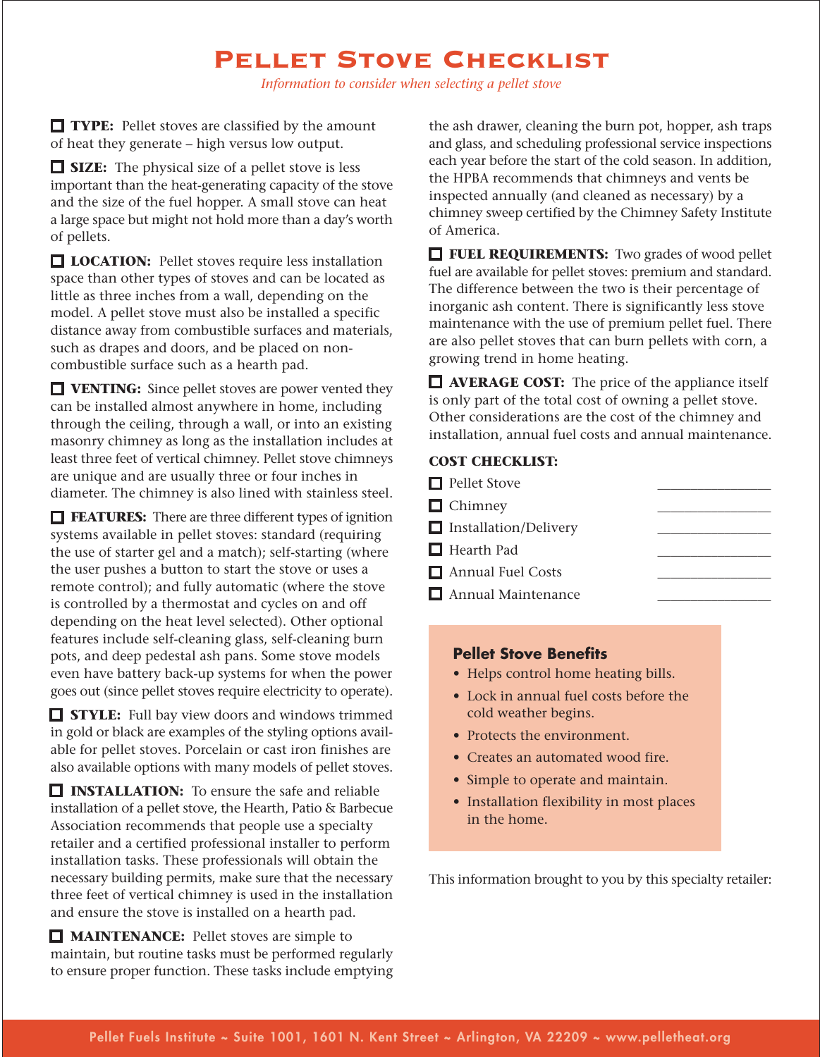# Pellet Stove Checklist

*Information to consider when selecting a pellet stove*

☐ **TYPE:** Pellet stoves are classified by the amount of heat they generate – high versus low output.

☐ **SIZE:** The physical size of a pellet stove is less important than the heat-generating capacity of the stove and the size of the fuel hopper. A small stove can heat a large space but might not hold more than a day's worth of pellets.

☐ **LOCATION:** Pellet stoves require less installation space than other types of stoves and can be located as little as three inches from a wall, depending on the model. A pellet stove must also be installed a specific distance away from combustible surfaces and materials, such as drapes and doors, and be placed on non-combustible surface such as a hearth pad.

☐ **VENTING:** Since pellet stoves are power vented they can be installed almost anywhere in home, including through the ceiling, through a wall, or into an existing masonry chimney as long as the installation includes at least three feet of vertical chimney. Pellet stove chimneys are unique and are usually three or four inches in diameter. The chimney is also lined with stainless steel.

☐ **FEATURES:** There are three different types of ignition systems available in pellet stoves: standard (requiring the use of starter gel and a match); self-starting (where the user pushes a button to start the stove or uses a remote control); and fully automatic (where the stove is controlled by a thermostat and cycles on and off depending on the heat level selected). Other optional features include self-cleaning glass, self-cleaning burn pots, and deep pedestal ash pans. Some stove models even have battery back-up systems for when the power goes out (since pellet stoves require electricity to operate).

☐ **STYLE:** Full bay view doors and windows trimmed in gold or black are examples of the styling options available for pellet stoves. Porcelain or cast iron finishes are also available options with many models of pellet stoves.

☐ **INSTALLATION:** To ensure the safe and reliable installation of a pellet stove, the Hearth, Patio & Barbecue Association recommends that people use a specialty retailer and a certified professional installer to perform installation tasks. These professionals will obtain the necessary building permits, make sure that the necessary three feet of vertical chimney is used in the installation and ensure the stove is installed on a hearth pad.

☐ **MAINTENANCE:** Pellet stoves are simple to maintain, but routine tasks must be performed regularly to ensure proper function. These tasks include emptying the ash drawer, cleaning the burn pot, hopper, ash traps and glass, and scheduling professional service inspections each year before the start of the cold season. In addition, the HPBA recommends that chimneys and vents be inspected annually (and cleaned as necessary) by a chimney sweep certified by the Chimney Safety Institute of America.

☐ **FUEL REQUIREMENTS:** Two grades of wood pellet fuel are available for pellet stoves: premium and standard. The difference between the two is their percentage of inorganic ash content. There is significantly less stove maintenance with the use of premium pellet fuel. There are also pellet stoves that can burn pellets with corn, a growing trend in home heating.

☐ **AVERAGE COST:** The price of the appliance itself is only part of the total cost of owning a pellet stove. Other considerations are the cost of the chimney and installation, annual fuel costs and annual maintenance.

**COST CHECKLIST:**

- ☐ Pellet Stove ________________
- ☐ Chimney ________________
- ☐ Installation/Delivery ________________
- ☐ Hearth Pad ________________
- ☐ Annual Fuel Costs ________________
- ☐ Annual Maintenance ________________

### Pellet Stove Benefits

- Helps control home heating bills.
- Lock in annual fuel costs before the cold weather begins.
- Protects the environment.
- Creates an automated wood fire.
- Simple to operate and maintain.
- Installation flexibility in most places in the home.

This information brought to you by this specialty retailer:

Pellet Fuels Institute ~ Suite 1001, 1601 N. Kent Street ~ Arlington, VA 22209 ~ www.pelletheat.org